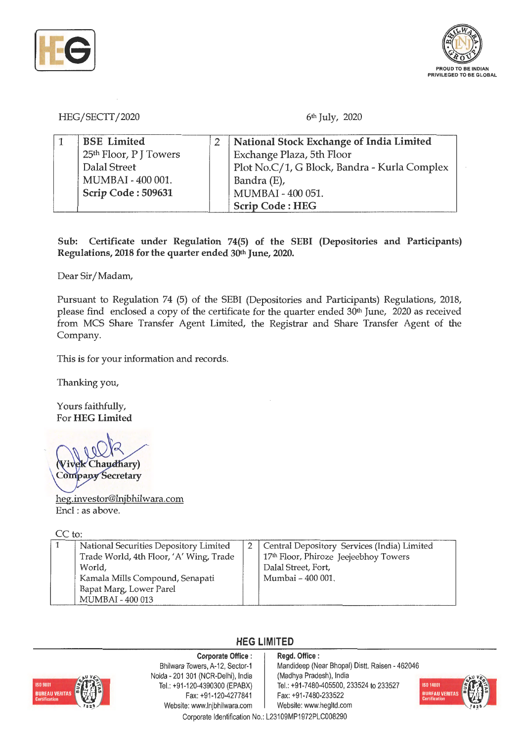HEG/SECTT/2020 6th July, 2020

| 1 | BSE Limited<br>25th Floor, P J Towers<br>Dalal Street<br>MUMBAI - 400 001.<br>**Scrip Code : 509631** | 2 | **National Stock Exchange of India Limited**<br>Exchange Plaza, 5th Floor<br>Plot No.C/1, G Block, Bandra - Kurla Complex<br>Bandra (E),<br>MUMBAI - 400 051.<br>**Scrip Code : HEG** |
|---|---|---|---|

**Sub: Certificate under Regulation 74(5) of the SEBI (Depositories and Participants) Regulations, 2018 for the quarter ended 30th June, 2020.**

Dear Sir/Madam,

Pursuant to Regulation 74 (5) of the SEBI (Depositories and Participants) Regulations, 2018, please find enclosed a copy of the certificate for the quarter ended 30th June, 2020 as received from MCS Share Transfer Agent Limited, the Registrar and Share Transfer Agent of the Company.

This is for your information and records.

Thanking you,

Yours faithfully,
For **HEG Limited**

(Vivek Chaudhary)
Company Secretary

heg.investor@lnjbhilwara.com
Encl : as above.

CC to:

| 1 | National Securities Depository Limited<br>Trade World, 4th Floor, 'A' Wing, Trade World,<br>Kamala Mills Compound, Senapati Bapat Marg, Lower Parel<br>MUMBAI - 400 013 | 2 | Central Depository Services (India) Limited<br>17th Floor, Phiroze Jeejeebhoy Towers<br>Dalal Street, Fort,<br>Mumbai – 400 001. |
|---|---|---|---|

**HEG LIMITED**

**Corporate Office :** Bhilwara Towers, A-12, Sector-1, Noida - 201 301 (NCR-Delhi), India. Tel.: +91-120-4390300 (EPABX) Fax: +91-120-4277841 Website: www.lnjbhilwara.com

**Regd. Office :** Mandideep (Near Bhopal) Distt. Raisen - 462046 (Madhya Pradesh), India. Tel.: +91-7480-405500, 233524 to 233527 Fax: +91-7480-233522 Website: www.hegltd.com

Corporate Identification No.: L23109MP1972PLC008290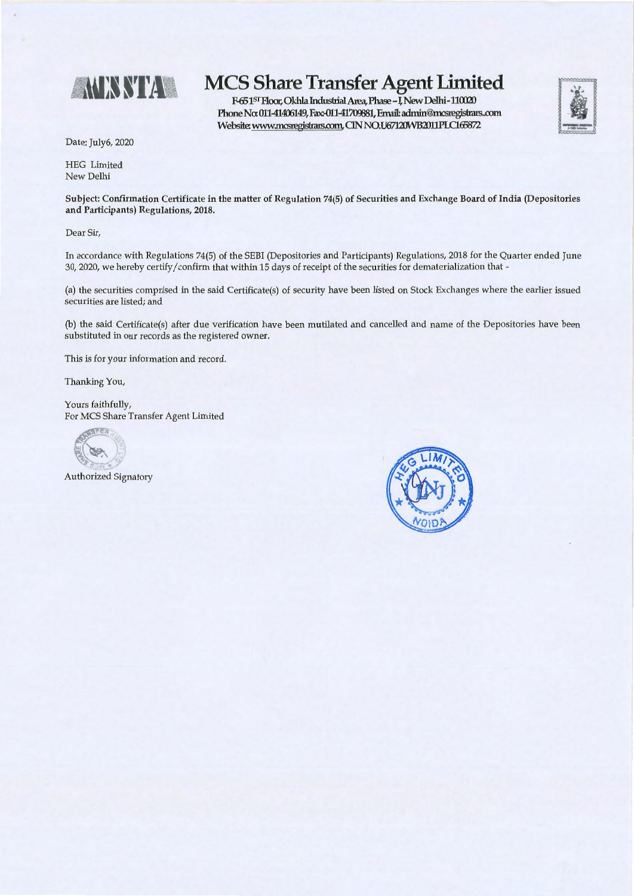# MCS Share Transfer Agent Limited

F-65 1st Floor, Okhla Industrial Area, Phase – I, New Delhi - 110020
Phone No: 011-41406149, Fax-011-41709881, Email: admin@mcsregistrars.com
Website: www.mcsregistrars.com, CIN NO.U67120WB2011PLC165872

Date: July6, 2020

HEG Limited
New Delhi

**Subject: Confirmation Certificate in the matter of Regulation 74(5) of Securities and Exchange Board of India (Depositories and Participants) Regulations, 2018.**

Dear Sir,

In accordance with Regulations 74(5) of the SEBI (Depositories and Participants) Regulations, 2018 for the Quarter ended June 30, 2020, we hereby certify/confirm that within 15 days of receipt of the securities for dematerialization that -

(a) the securities comprised in the said Certificate(s) of security have been listed on Stock Exchanges where the earlier issued securities are listed; and

(b) the said Certificate(s) after due verification have been mutilated and cancelled and name of the Depositories have been substituted in our records as the registered owner.

This is for your information and record.

Thanking You,

Yours faithfully,
For MCS Share Transfer Agent Limited

Authorized Signatory